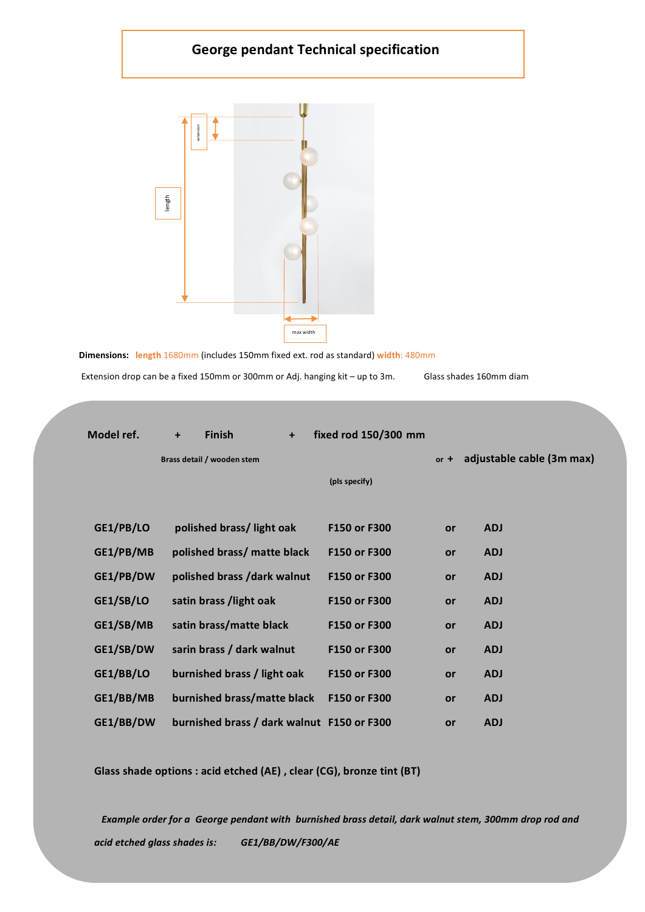# George pendant Technical specification

extension

length

max width

**Dimensions:** length 1680mm (includes 150mm fixed ext. rod as standard) width: 480mm

Extension drop can be a fixed 150mm or 300mm or Adj. hanging kit – up to 3m.

Glass shades 160mm diam

**Model ref. + Finish + fixed rod 150/300 mm or + adjustable cable (3m max)**

**Brass detail / wooden stem**

**(pls specify)**

| | | | | |
|---|---|---|---|---|
| **GE1/PB/LO** | **polished brass/ light oak** | **F150 or F300** | **or** | **ADJ** |
| **GE1/PB/MB** | **polished brass/ matte black** | **F150 or F300** | **or** | **ADJ** |
| **GE1/PB/DW** | **polished brass /dark walnut** | **F150 or F300** | **or** | **ADJ** |
| **GE1/SB/LO** | **satin brass /light oak** | **F150 or F300** | **or** | **ADJ** |
| **GE1/SB/MB** | **satin brass/matte black** | **F150 or F300** | **or** | **ADJ** |
| **GE1/SB/DW** | **sarin brass / dark walnut** | **F150 or F300** | **or** | **ADJ** |
| **GE1/BB/LO** | **burnished brass / light oak** | **F150 or F300** | **or** | **ADJ** |
| **GE1/BB/MB** | **burnished brass/matte black** | **F150 or F300** | **or** | **ADJ** |
| **GE1/BB/DW** | **burnished brass / dark walnut** | **F150 or F300** | **or** | **ADJ** |

**Glass shade options : acid etched (AE) , clear (CG), bronze tint (BT)**

***Example order for a George pendant with burnished brass detail, dark walnut stem, 300mm drop rod and acid etched glass shades is: GE1/BB/DW/F300/AE***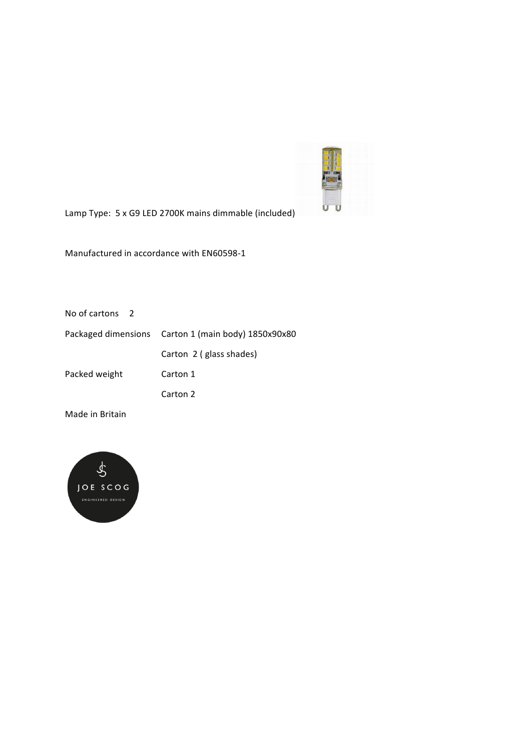Lamp Type: 5 x G9 LED 2700K mains dimmable (included)

Manufactured in accordance with EN60598-1

| | | |
|---|---|---|
| No of cartons | 2 | |
| Packaged dimensions | Carton 1 (main body) 1850x90x80 | |
| | Carton 2 ( glass shades) | |
| Packed weight | Carton 1 | |
| | Carton 2 | |

Made in Britain

JOE SCOG

ENGINEERED DESIGN